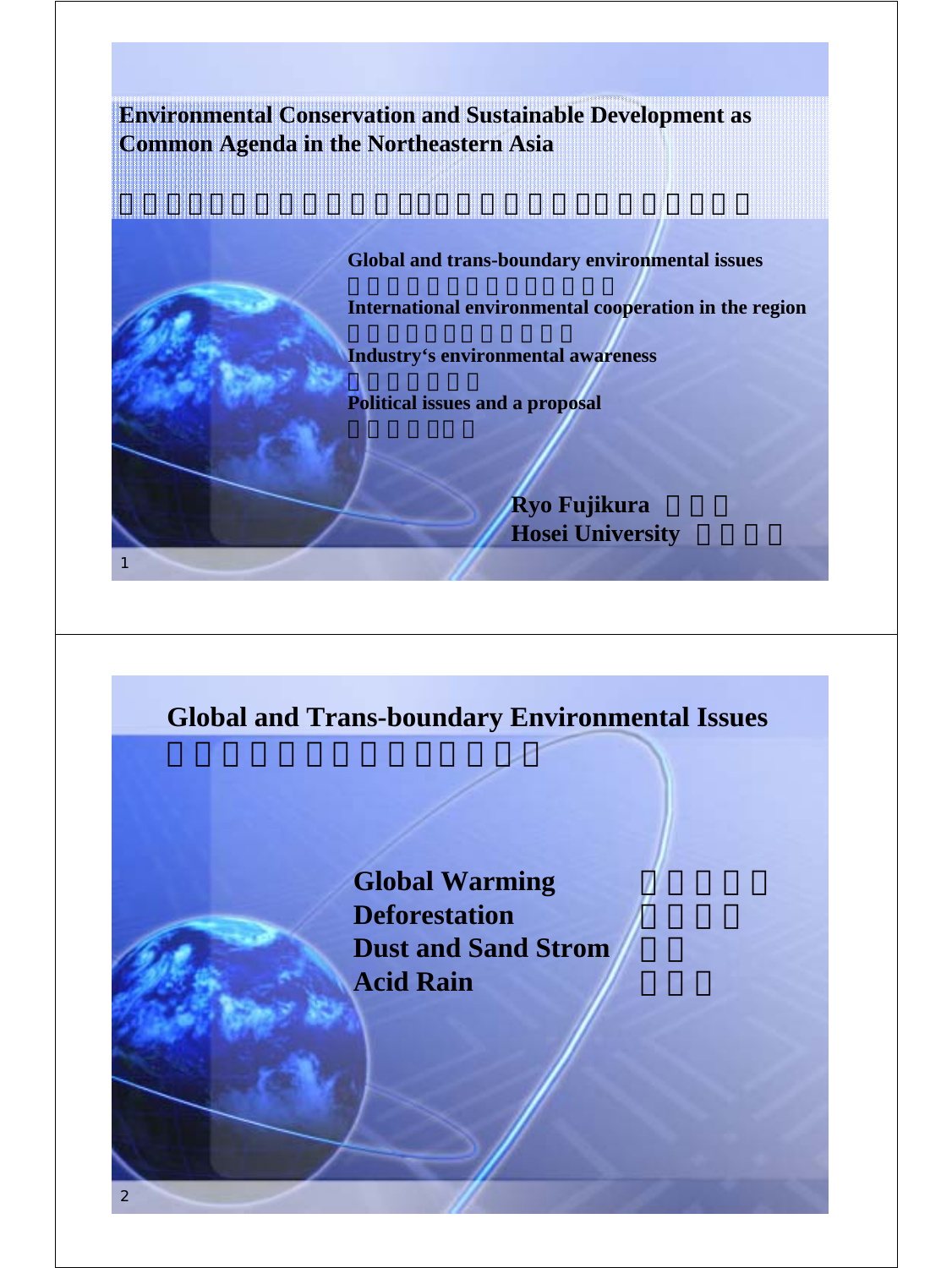# Environmental Conservation and Sustainable Development as Common Agenda in the Northeastern Asia

- **Global and trans-boundary environmental issues**
- **International environmental cooperation in the region**
- **Industry's environmental awareness**
- **Political issues and a proposal**

**Ryo Fujikura**
**Hosei University**

## Global and Trans-boundary Environmental Issues

- **Global Warming**
- **Deforestation**
- **Dust and Sand Strom**
- **Acid Rain**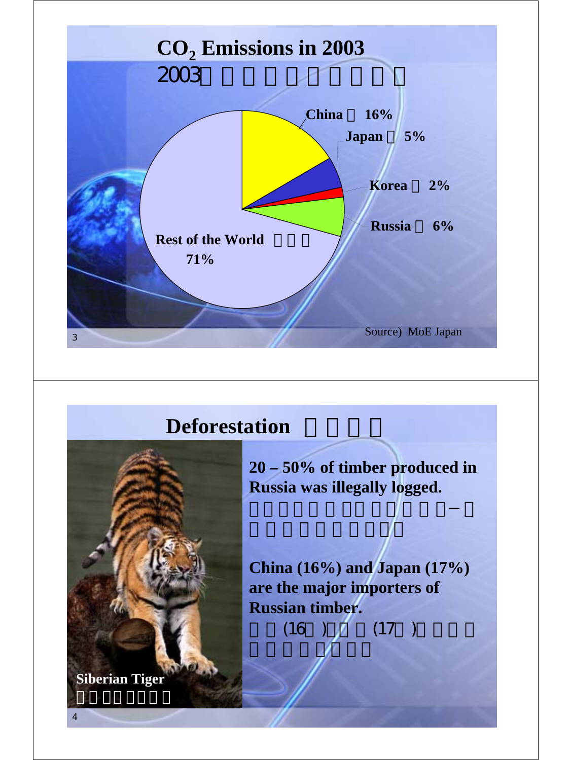## $CO_2$ Emissions in 2003

2003

China 16%

Japan 5%

Korea 2%

Russia 6%

Rest of the World 71%

Source) MoE Japan

## Deforestation

20 – 50% of timber produced in Russia was illegally logged.

China (16%) and Japan (17%) are the major importers of Russian timber.

(16 ) (17 )

Siberian Tiger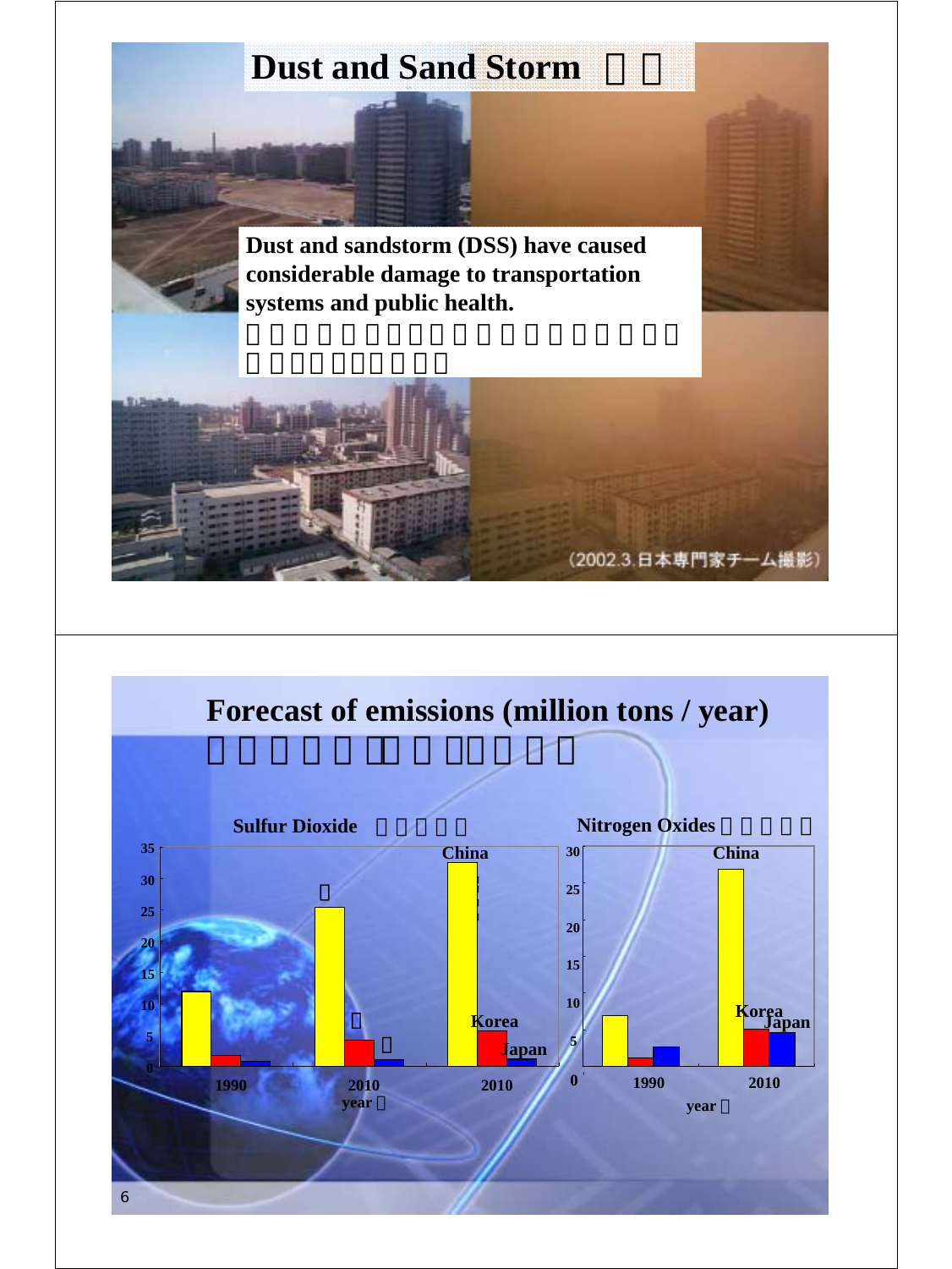# Dust and Sand Storm

**Dust and sandstorm (DSS) have caused considerable damage to transportation systems and public health.**

(2002.3.日本専門家チーム撮影)

---

# Forecast of emissions (million tons / year)

**Sulfur Dioxide**

| year | China | Korea | Japan |
|---|---|---|---|
| 1990 | 12 | 1.8 | 0.8 |
| 2010 | 25.5 | 4.3 | 1.0 |
| 2010 | 32.5 | 5.8 | 1.2 |

**Nitrogen Oxides**

| year | China | Korea | Japan |
|---|---|---|---|
| 1990 | 7 | 1.2 | 2.7 |
| 2010 | 27 | 5.2 | 4.8 |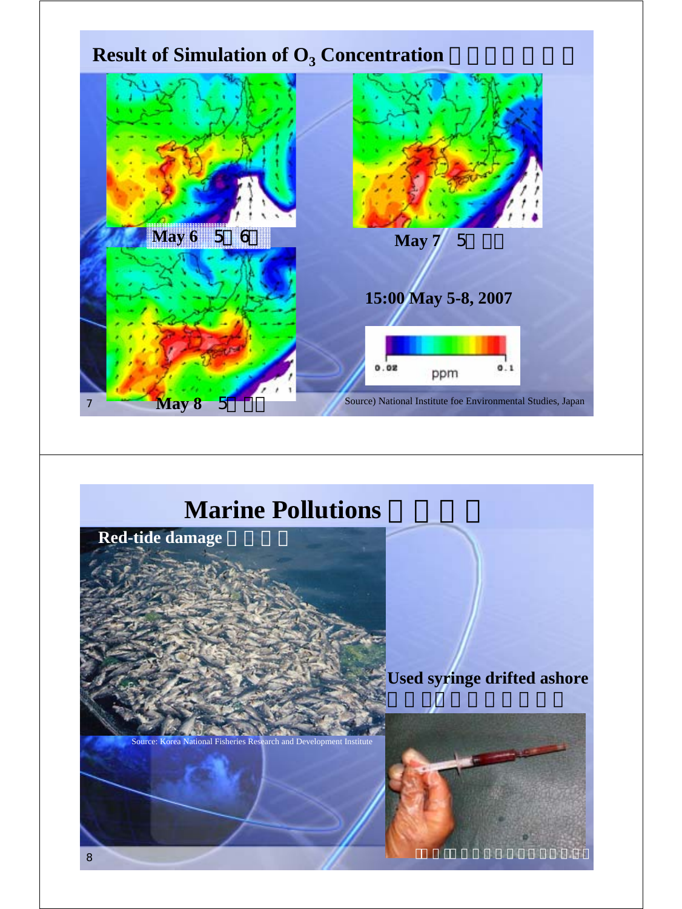## Result of Simulation of $O_3$ Concentration

May 6 5 6

May 7 5

May 8 5

15:00 May 5-8, 2007

0.02 ppm 0.1

Source) National Institute foe Environmental Studies, Japan

## Marine Pollutions

**Red-tide damage**

Source: Korea National Fisheries Research and Development Institute

**Used syringe drifted ashore**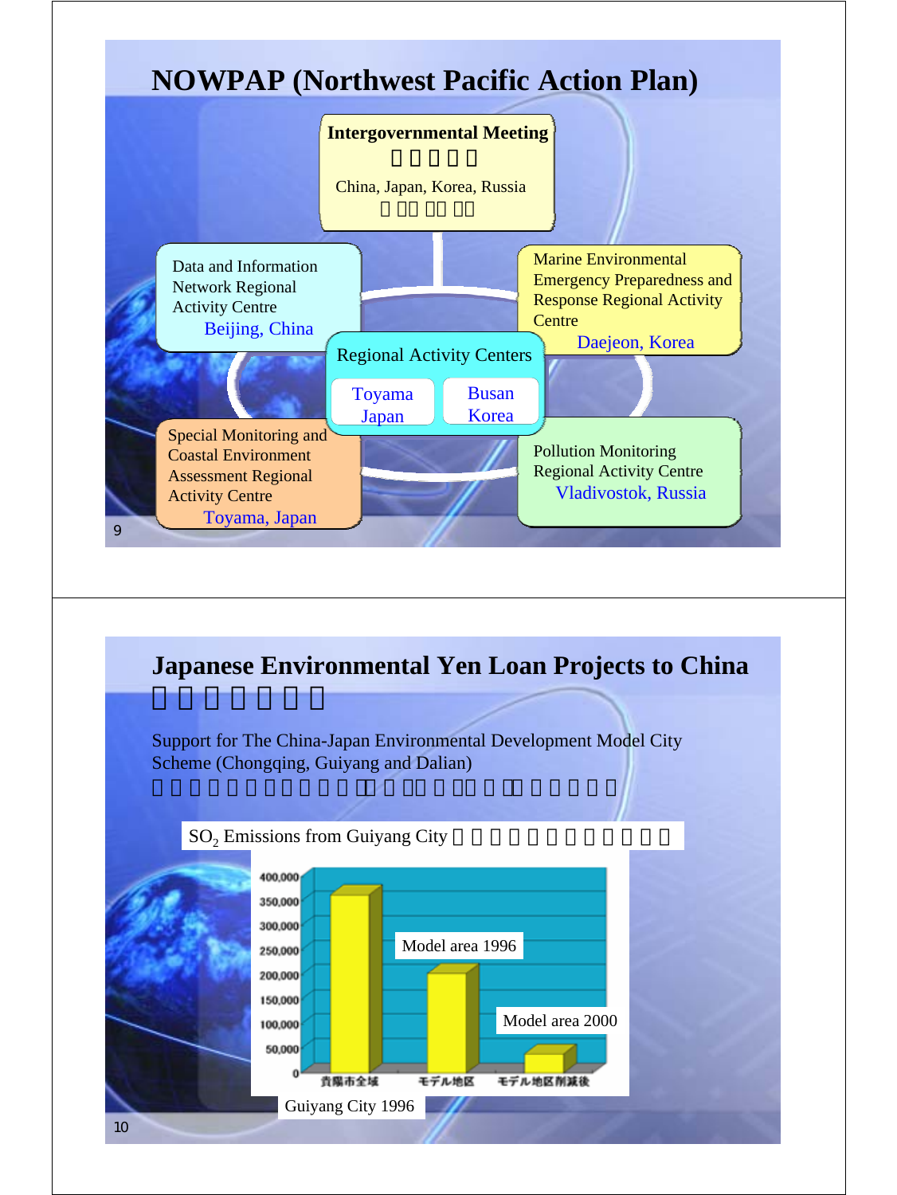# NOWPAP (Northwest Pacific Action Plan)

**Intergovernmental Meeting**

China, Japan, Korea, Russia

Data and Information Network Regional Activity Centre
Beijing, China

Marine Environmental Emergency Preparedness and Response Regional Activity Centre
Daejeon, Korea

Regional Activity Centers

Toyama Japan | Busan Korea

Special Monitoring and Coastal Environment Assessment Regional Activity Centre
Toyama, Japan

Pollution Monitoring Regional Activity Centre
Vladivostok, Russia

# Japanese Environmental Yen Loan Projects to China

Support for The China-Japan Environmental Development Model City Scheme (Chongqing, Guiyang and Dalian)

$SO_2$ Emissions from Guiyang City

| | 貴陽市全域 (Guiyang City 1996) | モデル地区 (Model area 1996) | モデル地区削減後 (Model area 2000) |
|---|---|---|---|
| $SO_2$ emissions | ~350,000 | ~200,000 | ~35,000 |

Y-axis: 0 – 400,000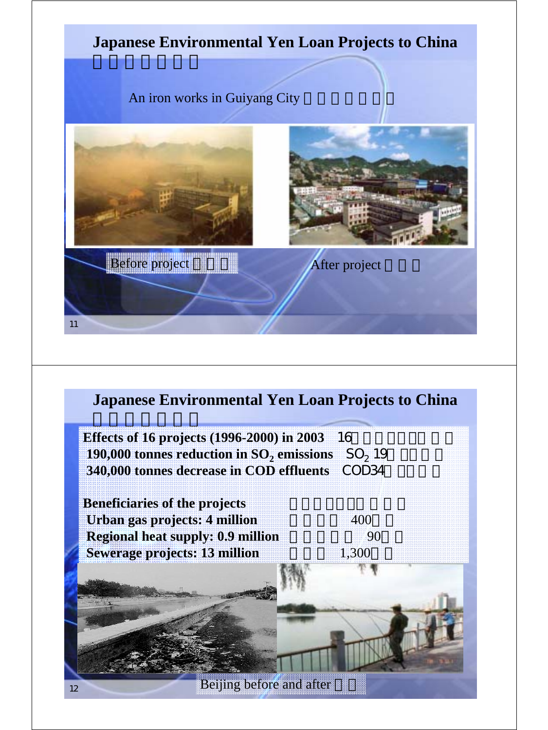## Japanese Environmental Yen Loan Projects to China

An iron works in Guiyang City

Before project

After project

## Japanese Environmental Yen Loan Projects to China

**Effects of 16 projects (1996-2000) in 2003** 16

**190,000 tonnes reduction in $SO_2$ emissions** $SO_2$ 19

**340,000 tonnes decrease in COD effluents** COD34

**Beneficiaries of the projects**

**Urban gas projects: 4 million** 400

**Regional heat supply: 0.9 million** 90

**Sewerage projects: 13 million** 1,300

Beijing before and after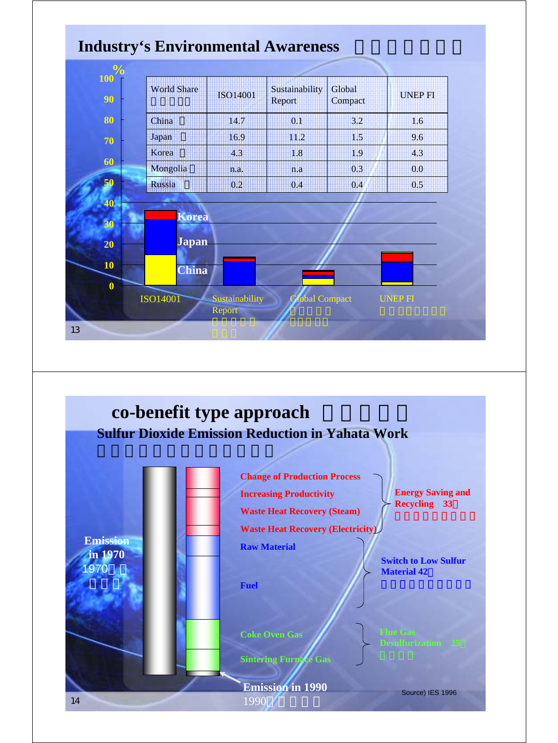## Industry's Environmental Awareness

| World Share | ISO14001 | Sustainability Report | Global Compact | UNEP FI |
|---|---|---|---|---|
| China | 14.7 | 0.1 | 3.2 | 1.6 |
| Japan | 16.9 | 11.2 | 1.5 | 9.6 |
| Korea | 4.3 | 1.8 | 1.9 | 4.3 |
| Mongolia | n.a. | n.a | 0.3 | 0.0 |
| Russia | 0.2 | 0.4 | 0.4 | 0.5 |

%

100, 90, 80, 70, 60, 50, 40, 30, 20, 10, 0

Korea

Japan

China

ISO14001 | Sustainability Report | Global Compact | UNEP FI

## co-benefit type approach

### Sulfur Dioxide Emission Reduction in Yahata Work

Emission in 1970

1970

- Change of Production Process
- Increasing Productivity
- Waste Heat Recovery (Steam)
- Waste Heat Recovery (Electricity)

Energy Saving and Recycling 33

- Raw Material
- Fuel

Switch to Low Sulfur Material 42

- Coke Oven Gas
- Sintering Furnace Gas

Flue Gas Desulfurization 25

Emission in 1990

1990

Source) IES 1996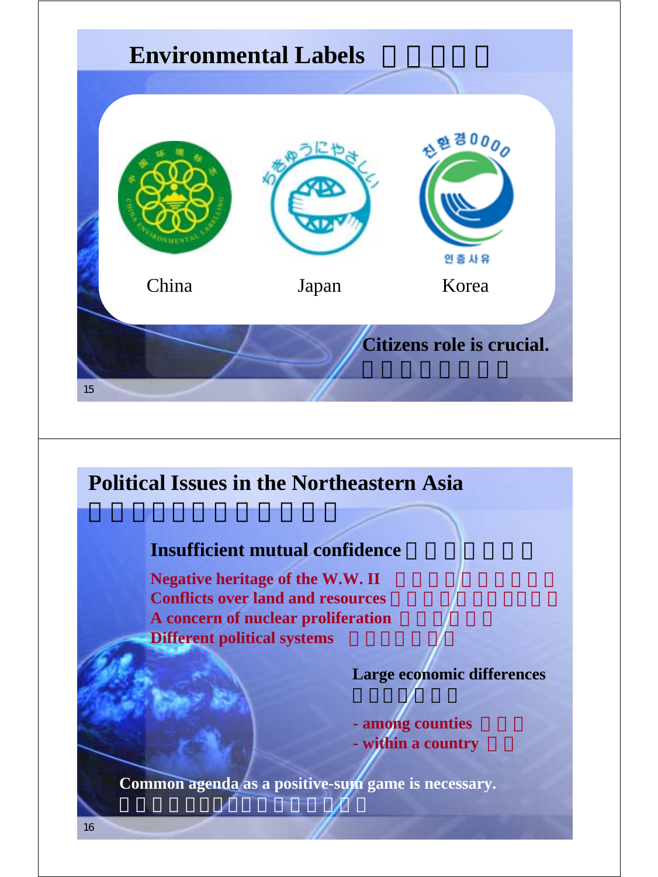## Environmental Labels

China

Japan

Korea

**Citizens role is crucial.**

## Political Issues in the Northeastern Asia

**Insufficient mutual confidence**

**Negative heritage of the W.W. II**
**Conflicts over land and resources**
**A concern of nuclear proliferation**
**Different political systems**

**Large economic differences**

**- among counties**
**- within a country**

**Common agenda as a positive-sum game is necessary.**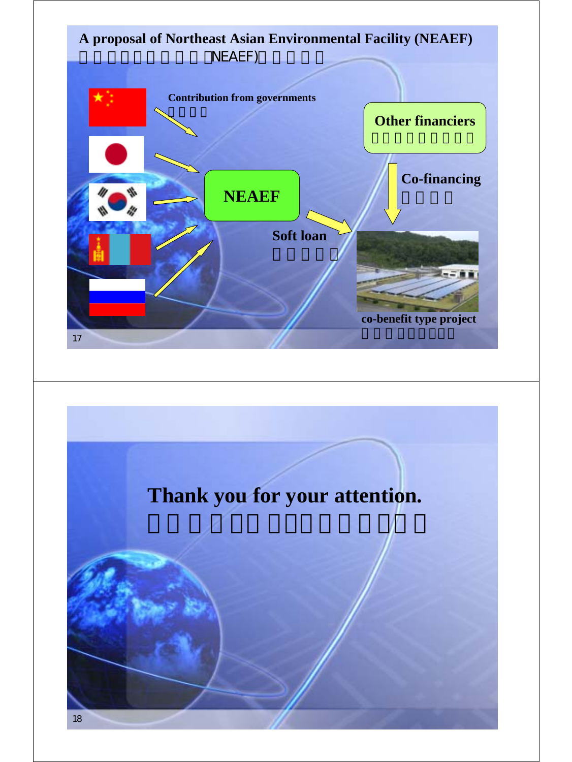## A proposal of Northeast Asian Environmental Facility (NEAEF)

□□□□□□□□□(NEAEF)□□□□□

Contribution from governments

□□□□

NEAEF

Soft loan

□□□□□

Other financiers

□□□□□□□□□

Co-financing

□□□□

co-benefit type project

□□□□□□□□□

## Thank you for your attention.

□□□□□□□□□□□□□□□